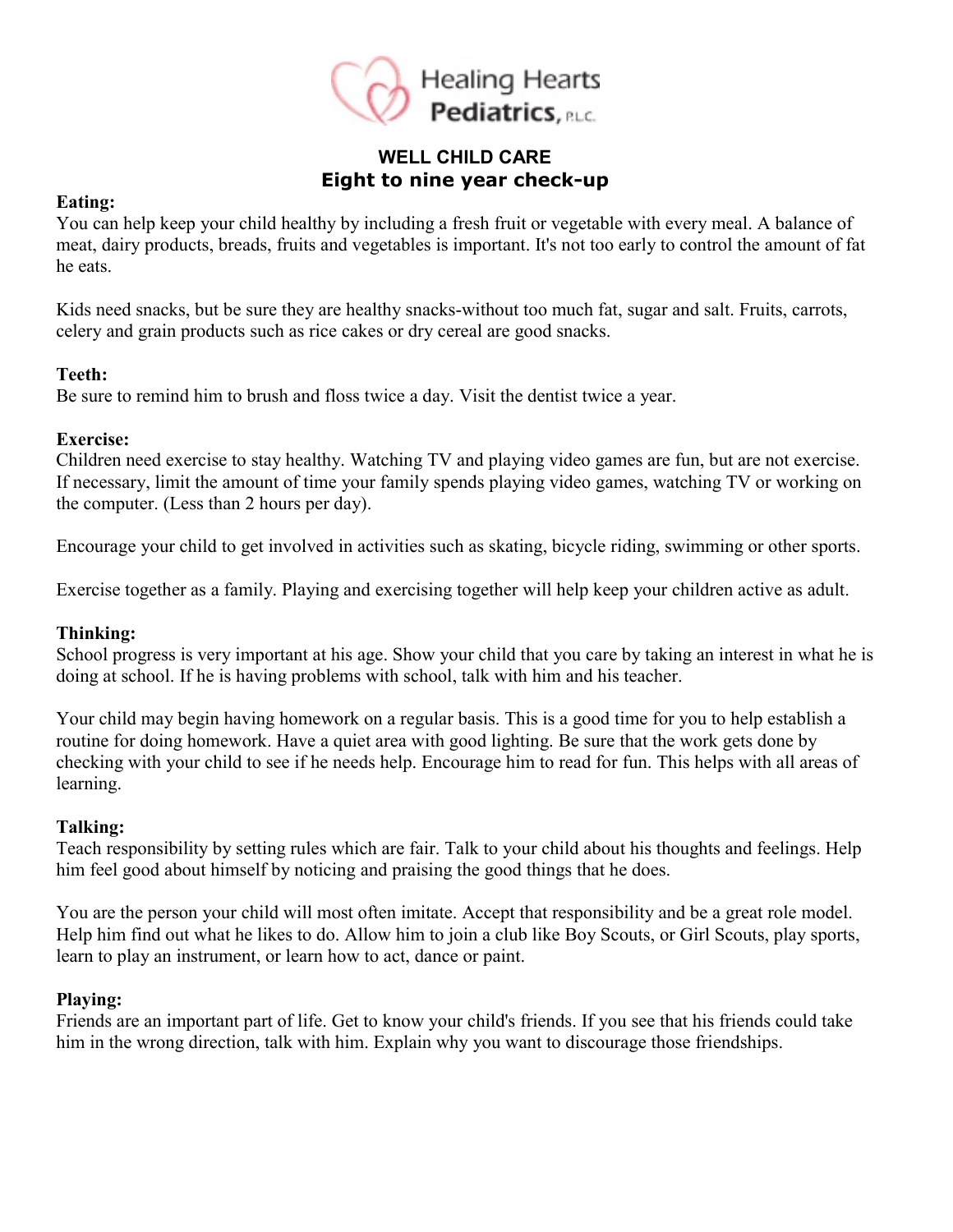Healing Hearts Pediatrics, P.L.C.

# WELL CHILD CARE
## Eight to nine year check-up

**Eating:**
You can help keep your child healthy by including a fresh fruit or vegetable with every meal. A balance of meat, dairy products, breads, fruits and vegetables is important. It's not too early to control the amount of fat he eats.

Kids need snacks, but be sure they are healthy snacks-without too much fat, sugar and salt. Fruits, carrots, celery and grain products such as rice cakes or dry cereal are good snacks.

**Teeth:**
Be sure to remind him to brush and floss twice a day. Visit the dentist twice a year.

**Exercise:**
Children need exercise to stay healthy. Watching TV and playing video games are fun, but are not exercise. If necessary, limit the amount of time your family spends playing video games, watching TV or working on the computer. (Less than 2 hours per day).

Encourage your child to get involved in activities such as skating, bicycle riding, swimming or other sports.

Exercise together as a family. Playing and exercising together will help keep your children active as adult.

**Thinking:**
School progress is very important at his age. Show your child that you care by taking an interest in what he is doing at school. If he is having problems with school, talk with him and his teacher.

Your child may begin having homework on a regular basis. This is a good time for you to help establish a routine for doing homework. Have a quiet area with good lighting. Be sure that the work gets done by checking with your child to see if he needs help. Encourage him to read for fun. This helps with all areas of learning.

**Talking:**
Teach responsibility by setting rules which are fair. Talk to your child about his thoughts and feelings. Help him feel good about himself by noticing and praising the good things that he does.

You are the person your child will most often imitate. Accept that responsibility and be a great role model. Help him find out what he likes to do. Allow him to join a club like Boy Scouts, or Girl Scouts, play sports, learn to play an instrument, or learn how to act, dance or paint.

**Playing:**
Friends are an important part of life. Get to know your child's friends. If you see that his friends could take him in the wrong direction, talk with him. Explain why you want to discourage those friendships.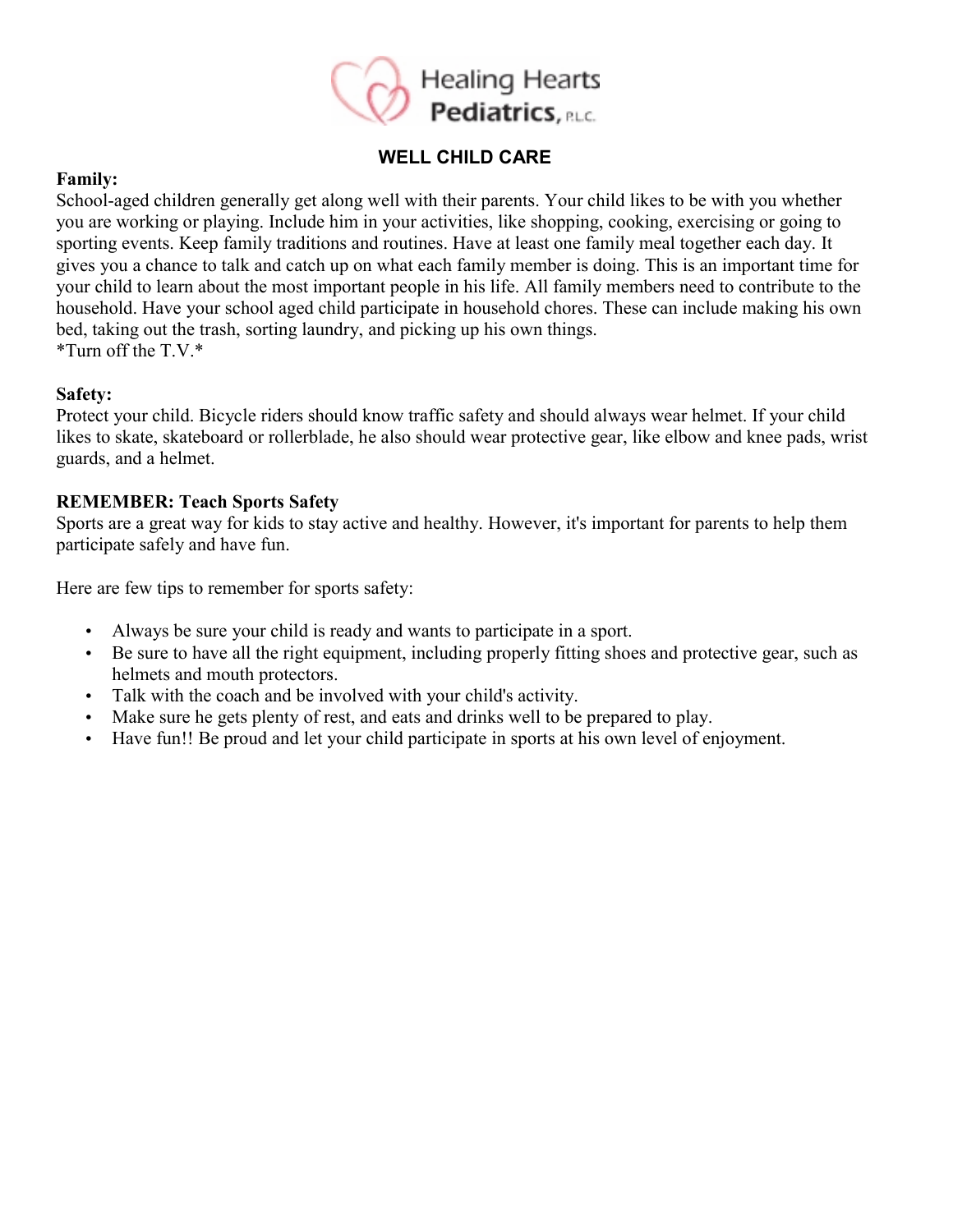Healing Hearts Pediatrics, P.L.C.

## WELL CHILD CARE

**Family:**

School-aged children generally get along well with their parents. Your child likes to be with you whether you are working or playing. Include him in your activities, like shopping, cooking, exercising or going to sporting events. Keep family traditions and routines. Have at least one family meal together each day. It gives you a chance to talk and catch up on what each family member is doing. This is an important time for your child to learn about the most important people in his life. All family members need to contribute to the household. Have your school aged child participate in household chores. These can include making his own bed, taking out the trash, sorting laundry, and picking up his own things.

*Turn off the T.V.*

**Safety:**

Protect your child. Bicycle riders should know traffic safety and should always wear helmet. If your child likes to skate, skateboard or rollerblade, he also should wear protective gear, like elbow and knee pads, wrist guards, and a helmet.

**REMEMBER: Teach Sports Safety**

Sports are a great way for kids to stay active and healthy. However, it's important for parents to help them participate safely and have fun.

Here are few tips to remember for sports safety:

- Always be sure your child is ready and wants to participate in a sport.
- Be sure to have all the right equipment, including properly fitting shoes and protective gear, such as helmets and mouth protectors.
- Talk with the coach and be involved with your child's activity.
- Make sure he gets plenty of rest, and eats and drinks well to be prepared to play.
- Have fun!! Be proud and let your child participate in sports at his own level of enjoyment.